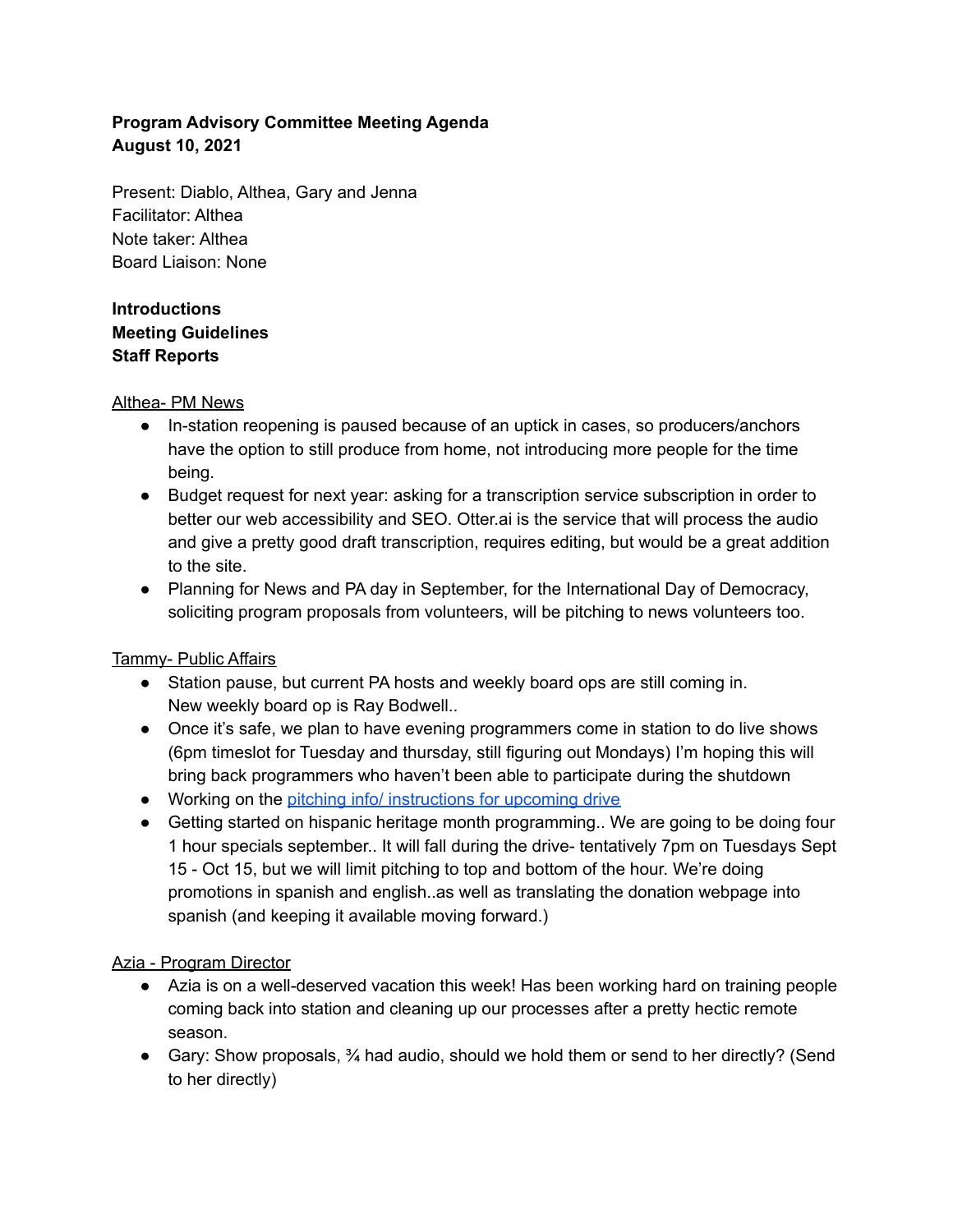**Program Advisory Committee Meeting Agenda**
**August 10, 2021**

Present: Diablo, Althea, Gary and Jenna
Facilitator: Althea
Note taker: Althea
Board Liaison: None

**Introductions**
**Meeting Guidelines**
**Staff Reports**

Althea- PM News

- In-station reopening is paused because of an uptick in cases, so producers/anchors have the option to still produce from home, not introducing more people for the time being.
- Budget request for next year: asking for a transcription service subscription in order to better our web accessibility and SEO. Otter.ai is the service that will process the audio and give a pretty good draft transcription, requires editing, but would be a great addition to the site.
- Planning for News and PA day in September, for the International Day of Democracy, soliciting program proposals from volunteers, will be pitching to news volunteers too.

Tammy- Public Affairs

- Station pause, but current PA hosts and weekly board ops are still coming in. New weekly board op is Ray Bodwell..
- Once it's safe, we plan to have evening programmers come in station to do live shows (6pm timeslot for Tuesday and thursday, still figuring out Mondays) I'm hoping this will bring back programmers who haven't been able to participate during the shutdown
- Working on the pitching info/ instructions for upcoming drive
- Getting started on hispanic heritage month programming.. We are going to be doing four 1 hour specials september.. It will fall during the drive- tentatively 7pm on Tuesdays Sept 15 - Oct 15, but we will limit pitching to top and bottom of the hour. We're doing promotions in spanish and english..as well as translating the donation webpage into spanish (and keeping it available moving forward.)

Azia - Program Director

- Azia is on a well-deserved vacation this week! Has been working hard on training people coming back into station and cleaning up our processes after a pretty hectic remote season.
- Gary: Show proposals, ¾ had audio, should we hold them or send to her directly? (Send to her directly)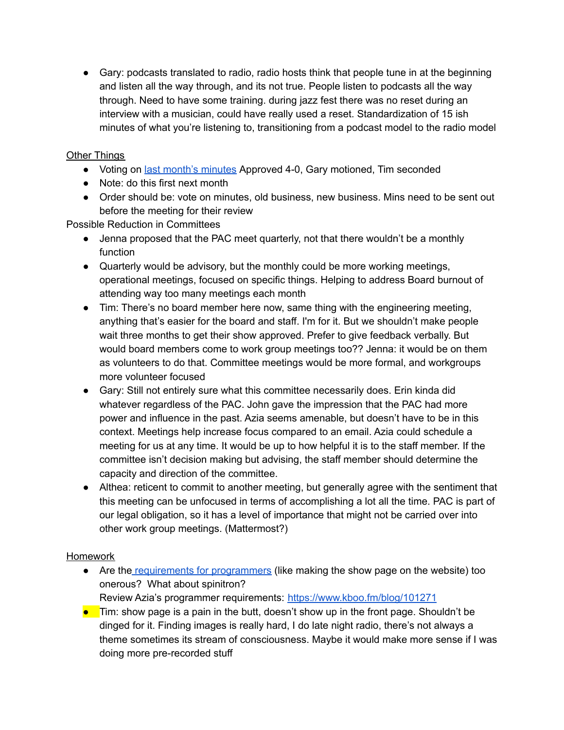- Gary: podcasts translated to radio, radio hosts think that people tune in at the beginning and listen all the way through, and its not true. People listen to podcasts all the way through. Need to have some training. during jazz fest there was no reset during an interview with a musician, could have really used a reset. Standardization of 15 ish minutes of what you're listening to, transitioning from a podcast model to the radio model

Other Things

- Voting on [last month's minutes] Approved 4-0, Gary motioned, Tim seconded
- Note: do this first next month
- Order should be: vote on minutes, old business, new business. Mins need to be sent out before the meeting for their review

Possible Reduction in Committees

- Jenna proposed that the PAC meet quarterly, not that there wouldn't be a monthly function
- Quarterly would be advisory, but the monthly could be more working meetings, operational meetings, focused on specific things. Helping to address Board burnout of attending way too many meetings each month
- Tim: There's no board member here now, same thing with the engineering meeting, anything that's easier for the board and staff. I'm for it. But we shouldn't make people wait three months to get their show approved. Prefer to give feedback verbally. But would board members come to work group meetings too?? Jenna: it would be on them as volunteers to do that. Committee meetings would be more formal, and workgroups more volunteer focused
- Gary: Still not entirely sure what this committee necessarily does. Erin kinda did whatever regardless of the PAC. John gave the impression that the PAC had more power and influence in the past. Azia seems amenable, but doesn't have to be in this context. Meetings help increase focus compared to an email. Azia could schedule a meeting for us at any time. It would be up to how helpful it is to the staff member. If the committee isn't decision making but advising, the staff member should determine the capacity and direction of the committee.
- Althea: reticent to commit to another meeting, but generally agree with the sentiment that this meeting can be unfocused in terms of accomplishing a lot all the time. PAC is part of our legal obligation, so it has a level of importance that might not be carried over into other work group meetings. (Mattermost?)

Homework

- Are the requirements for programmers (like making the show page on the website) too onerous? What about spinitron?
  Review Azia's programmer requirements: https://www.kboo.fm/blog/101271
- Tim: show page is a pain in the butt, doesn't show up in the front page. Shouldn't be dinged for it. Finding images is really hard, I do late night radio, there's not always a theme sometimes its stream of consciousness. Maybe it would make more sense if I was doing more pre-recorded stuff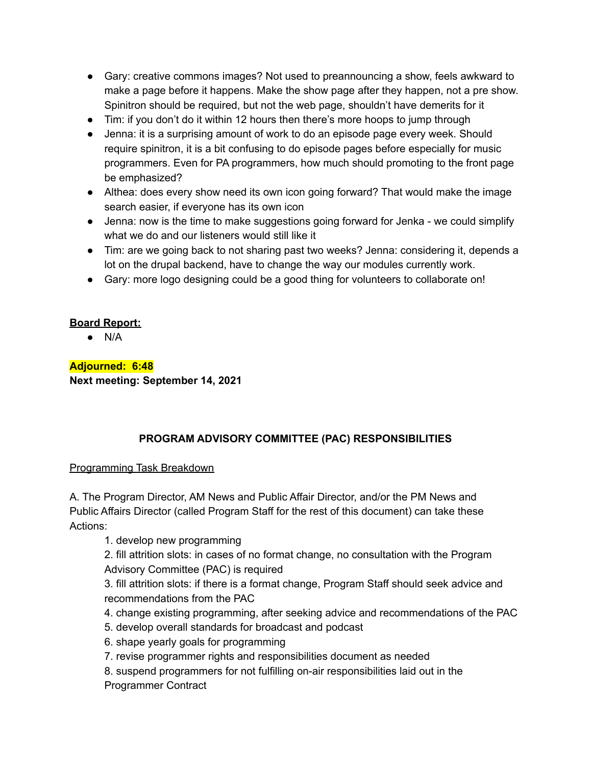- Gary: creative commons images? Not used to preannouncing a show, feels awkward to make a page before it happens. Make the show page after they happen, not a pre show. Spinitron should be required, but not the web page, shouldn't have demerits for it
- Tim: if you don't do it within 12 hours then there's more hoops to jump through
- Jenna: it is a surprising amount of work to do an episode page every week. Should require spinitron, it is a bit confusing to do episode pages before especially for music programmers. Even for PA programmers, how much should promoting to the front page be emphasized?
- Althea: does every show need its own icon going forward? That would make the image search easier, if everyone has its own icon
- Jenna: now is the time to make suggestions going forward for Jenka - we could simplify what we do and our listeners would still like it
- Tim: are we going back to not sharing past two weeks? Jenna: considering it, depends a lot on the drupal backend, have to change the way our modules currently work.
- Gary: more logo designing could be a good thing for volunteers to collaborate on!

**Board Report:**

- N/A

**Adjourned: 6:48**

**Next meeting: September 14, 2021**

## PROGRAM ADVISORY COMMITTEE (PAC) RESPONSIBILITIES

Programming Task Breakdown

A. The Program Director, AM News and Public Affair Director, and/or the PM News and Public Affairs Director (called Program Staff for the rest of this document) can take these Actions:

1. develop new programming
2. fill attrition slots: in cases of no format change, no consultation with the Program Advisory Committee (PAC) is required
3. fill attrition slots: if there is a format change, Program Staff should seek advice and recommendations from the PAC
4. change existing programming, after seeking advice and recommendations of the PAC
5. develop overall standards for broadcast and podcast
6. shape yearly goals for programming
7. revise programmer rights and responsibilities document as needed
8. suspend programmers for not fulfilling on-air responsibilities laid out in the Programmer Contract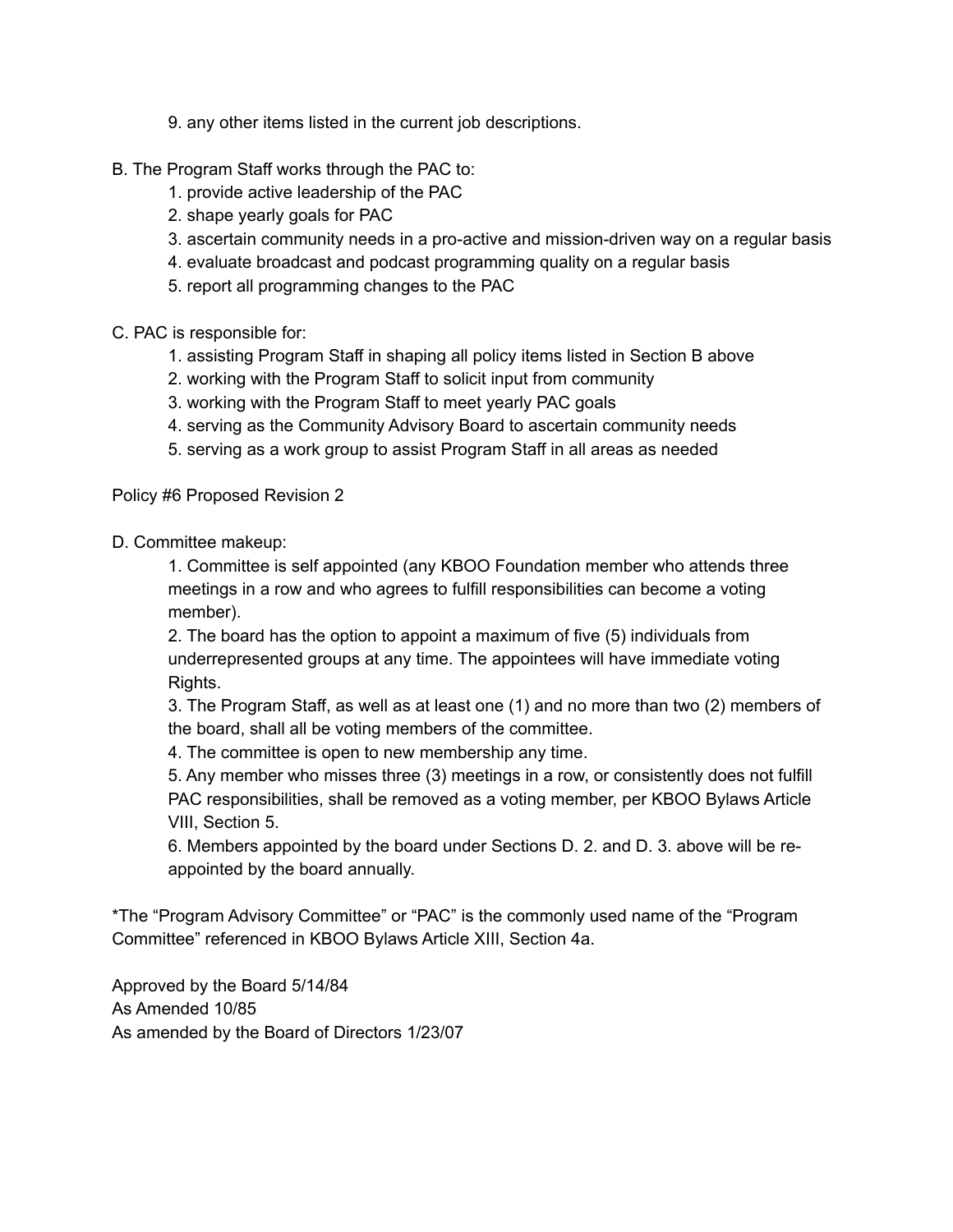9. any other items listed in the current job descriptions.

B. The Program Staff works through the PAC to:

1. provide active leadership of the PAC
2. shape yearly goals for PAC
3. ascertain community needs in a pro-active and mission-driven way on a regular basis
4. evaluate broadcast and podcast programming quality on a regular basis
5. report all programming changes to the PAC

C. PAC is responsible for:

1. assisting Program Staff in shaping all policy items listed in Section B above
2. working with the Program Staff to solicit input from community
3. working with the Program Staff to meet yearly PAC goals
4. serving as the Community Advisory Board to ascertain community needs
5. serving as a work group to assist Program Staff in all areas as needed

Policy #6 Proposed Revision 2

D. Committee makeup:

1. Committee is self appointed (any KBOO Foundation member who attends three meetings in a row and who agrees to fulfill responsibilities can become a voting member).
2. The board has the option to appoint a maximum of five (5) individuals from underrepresented groups at any time. The appointees will have immediate voting Rights.
3. The Program Staff, as well as at least one (1) and no more than two (2) members of the board, shall all be voting members of the committee.
4. The committee is open to new membership any time.
5. Any member who misses three (3) meetings in a row, or consistently does not fulfill PAC responsibilities, shall be removed as a voting member, per KBOO Bylaws Article VIII, Section 5.
6. Members appointed by the board under Sections D. 2. and D. 3. above will be re-appointed by the board annually.

*The "Program Advisory Committee" or "PAC" is the commonly used name of the "Program Committee" referenced in KBOO Bylaws Article XIII, Section 4a.

Approved by the Board 5/14/84
As Amended 10/85
As amended by the Board of Directors 1/23/07